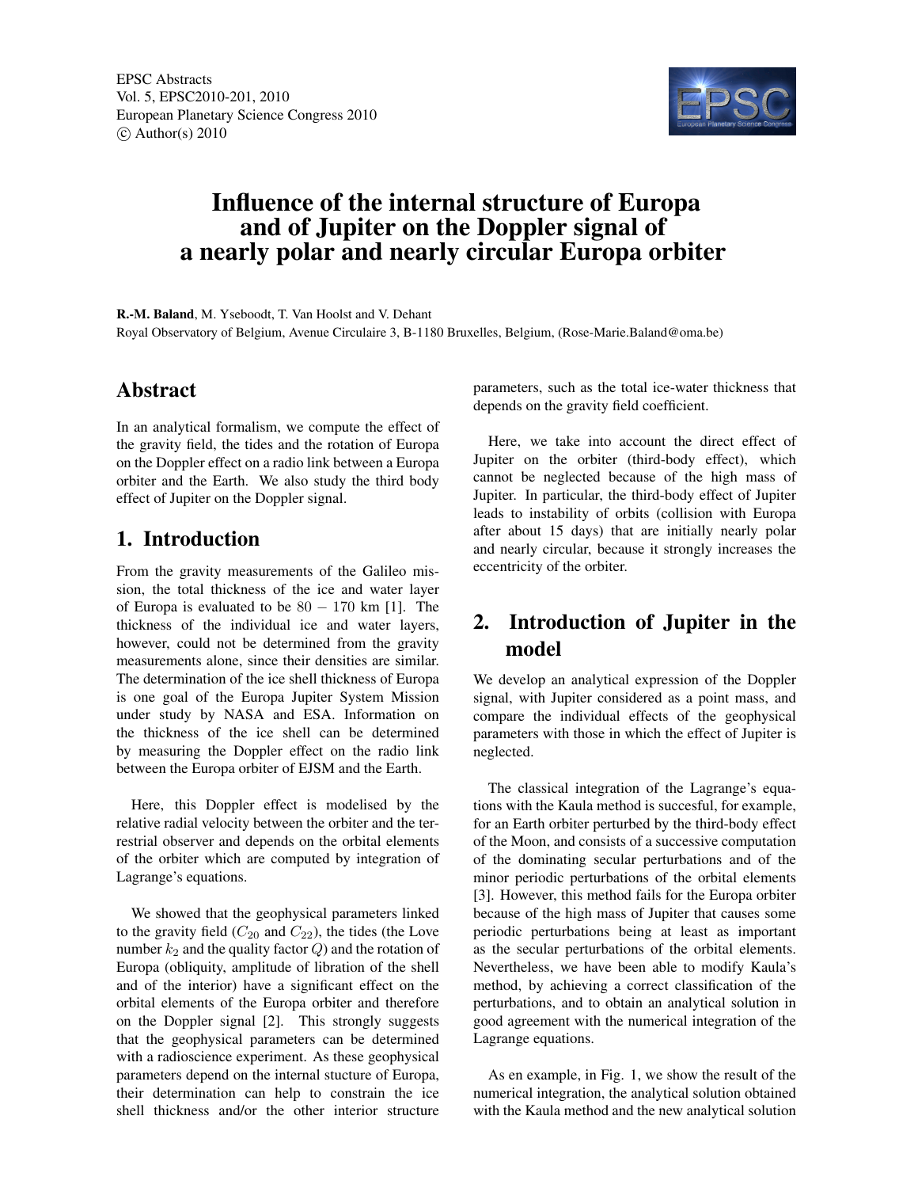# Influence of the internal structure of Europa and of Jupiter on the Doppler signal of a nearly polar and nearly circular Europa orbiter

**R.-M. Baland**, M. Yseboodt, T. Van Hoolst and V. Dehant

Royal Observatory of Belgium, Avenue Circulaire 3, B-1180 Bruxelles, Belgium, (Rose-Marie.Baland@oma.be)

## Abstract

In an analytical formalism, we compute the effect of the gravity field, the tides and the rotation of Europa on the Doppler effect on a radio link between a Europa orbiter and the Earth. We also study the third body effect of Jupiter on the Doppler signal.

## 1. Introduction

From the gravity measurements of the Galileo mission, the total thickness of the ice and water layer of Europa is evaluated to be $80 - 170$ km [1]. The thickness of the individual ice and water layers, however, could not be determined from the gravity measurements alone, since their densities are similar. The determination of the ice shell thickness of Europa is one goal of the Europa Jupiter System Mission under study by NASA and ESA. Information on the thickness of the ice shell can be determined by measuring the Doppler effect on the radio link between the Europa orbiter of EJSM and the Earth.

Here, this Doppler effect is modelised by the relative radial velocity between the orbiter and the terrestrial observer and depends on the orbital elements of the orbiter which are computed by integration of Lagrange's equations.

We showed that the geophysical parameters linked to the gravity field ($C_{20}$ and $C_{22}$), the tides (the Love number $k_2$ and the quality factor $Q$) and the rotation of Europa (obliquity, amplitude of libration of the shell and of the interior) have a significant effect on the orbital elements of the Europa orbiter and therefore on the Doppler signal [2]. This strongly suggests that the geophysical parameters can be determined with a radioscience experiment. As these geophysical parameters depend on the internal stucture of Europa, their determination can help to constrain the ice shell thickness and/or the other interior structure parameters, such as the total ice-water thickness that depends on the gravity field coefficient.

Here, we take into account the direct effect of Jupiter on the orbiter (third-body effect), which cannot be neglected because of the high mass of Jupiter. In particular, the third-body effect of Jupiter leads to instability of orbits (collision with Europa after about 15 days) that are initially nearly polar and nearly circular, because it strongly increases the eccentricity of the orbiter.

## 2. Introduction of Jupiter in the model

We develop an analytical expression of the Doppler signal, with Jupiter considered as a point mass, and compare the individual effects of the geophysical parameters with those in which the effect of Jupiter is neglected.

The classical integration of the Lagrange's equations with the Kaula method is succesful, for example, for an Earth orbiter perturbed by the third-body effect of the Moon, and consists of a successive computation of the dominating secular perturbations and of the minor periodic perturbations of the orbital elements [3]. However, this method fails for the Europa orbiter because of the high mass of Jupiter that causes some periodic perturbations being at least as important as the secular perturbations of the orbital elements. Nevertheless, we have been able to modify Kaula's method, by achieving a correct classification of the perturbations, and to obtain an analytical solution in good agreement with the numerical integration of the Lagrange equations.

As en example, in Fig. 1, we show the result of the numerical integration, the analytical solution obtained with the Kaula method and the new analytical solution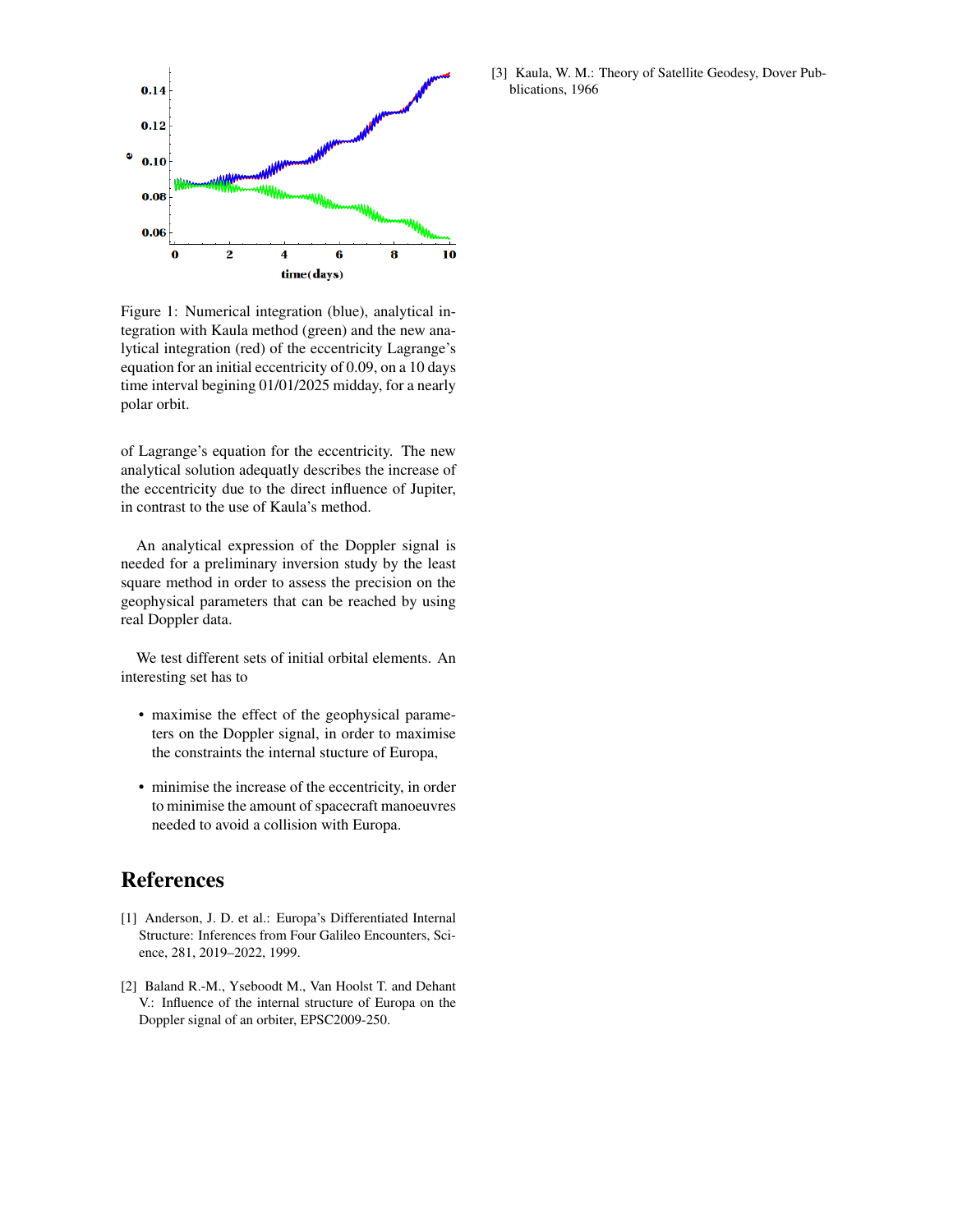0.14
0.12
e
0.10
0.08
0.06
0
2
4
6
8
10
time(days)

Figure 1: Numerical integration (blue), analytical integration with Kaula method (green) and the new analytical integration (red) of the eccentricity Lagrange's equation for an initial eccentricity of 0.09, on a 10 days time interval begining 01/01/2025 midday, for a nearly polar orbit.

of Lagrange's equation for the eccentricity. The new analytical solution adequatly describes the increase of the eccentricity due to the direct influence of Jupiter, in contrast to the use of Kaula's method.

An analytical expression of the Doppler signal is needed for a preliminary inversion study by the least square method in order to assess the precision on the geophysical parameters that can be reached by using real Doppler data.

We test different sets of initial orbital elements. An interesting set has to

- maximise the effect of the geophysical parameters on the Doppler signal, in order to maximise the constraints the internal stucture of Europa,
- minimise the increase of the eccentricity, in order to minimise the amount of spacecraft manoeuvres needed to avoid a collision with Europa.

## References

[1] Anderson, J. D. et al.: Europa's Differentiated Internal Structure: Inferences from Four Galileo Encounters, Science, 281, 2019–2022, 1999.

[2] Baland R.-M., Yseboodt M., Van Hoolst T. and Dehant V.: Influence of the internal structure of Europa on the Doppler signal of an orbiter, EPSC2009-250.

[3] Kaula, W. M.: Theory of Satellite Geodesy, Dover Publications, 1966